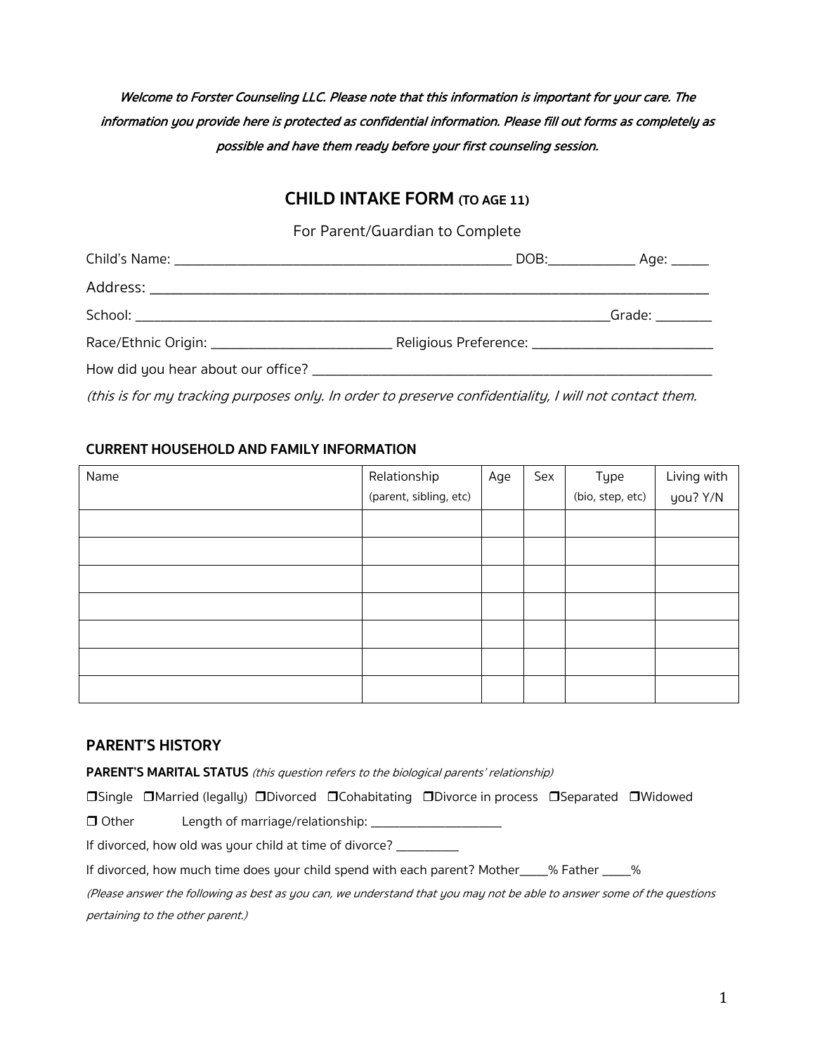***Welcome to Forster Counseling LLC. Please note that this information is important for your care. The information you provide here is protected as confidential information. Please fill out forms as completely as possible and have them ready before your first counseling session.***

## CHILD INTAKE FORM (TO AGE 11)

For Parent/Guardian to Complete

Child's Name: ______________________________________________ DOB:____________ Age: _____

Address: ___________________________________________________________________________

School: ________________________________________________________________Grade: ________

Race/Ethnic Origin: _________________________ Religious Preference: _________________________

How did you hear about our office? _______________________________________________________

*(this is for my tracking purposes only. In order to preserve confidentiality, I will not contact them.*

### CURRENT HOUSEHOLD AND FAMILY INFORMATION

| Name | Relationship (parent, sibling, etc) | Age | Sex | Type (bio, step, etc) | Living with you? Y/N |
|---|---|---|---|---|---|
| | | | | | |
| | | | | | |
| | | | | | |
| | | | | | |
| | | | | | |
| | | | | | |
| | | | | | |

### PARENT'S HISTORY

**PARENT'S MARITAL STATUS** *(this question refers to the biological parents' relationship)*

❒Single ❒Married (legally) ❒Divorced ❒Cohabitating ❒Divorce in process ❒Separated ❒Widowed

❒ Other Length of marriage/relationship: ____________________

If divorced, how old was your child at time of divorce? _________

If divorced, how much time does your child spend with each parent? Mother____% Father ____%

*(Please answer the following as best as you can, we understand that you may not be able to answer some of the questions pertaining to the other parent.)*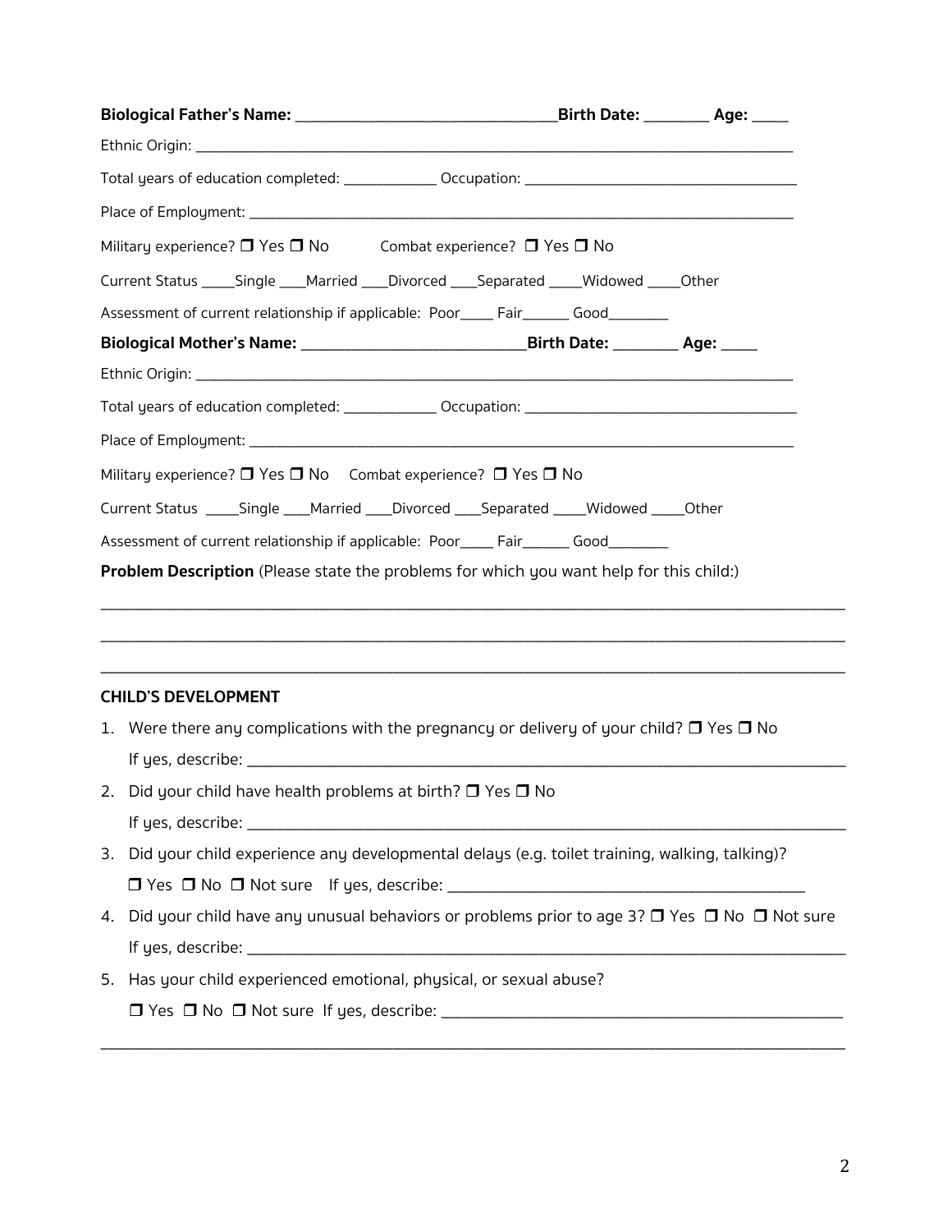**Biological Father's Name: ________________________________Birth Date: ________ Age: _____**

Ethnic Origin: ___________________________________________________________________________

Total years of education completed: ____________ Occupation: __________________________________

Place of Employment: ______________________________________________________________________

Military experience? ❒ Yes ❒ No Combat experience? ❒ Yes ❒ No

Current Status _____Single ____Married ____Divorced ____Separated _____Widowed _____Other

Assessment of current relationship if applicable: Poor_____ Fair______ Good________

**Biological Mother's Name: ___________________________Birth Date: ________ Age: _____**

Ethnic Origin: ___________________________________________________________________________

Total years of education completed: ____________ Occupation: __________________________________

Place of Employment: ______________________________________________________________________

Military experience? ❒ Yes ❒ No Combat experience? ❒ Yes ❒ No

Current Status _____Single ____Married ____Divorced ____Separated _____Widowed _____Other

Assessment of current relationship if applicable: Poor_____ Fair______ Good________

**Problem Description** (Please state the problems for which you want help for this child:)

___________________________________________________________________________________________

___________________________________________________________________________________________

___________________________________________________________________________________________

**CHILD'S DEVELOPMENT**

1. Were there any complications with the pregnancy or delivery of your child? ❒ Yes ❒ No
   If yes, describe: _________________________________________________________________________
2. Did your child have health problems at birth? ❒ Yes ❒ No
   If yes, describe: _________________________________________________________________________
3. Did your child experience any developmental delays (e.g. toilet training, walking, talking)?
   ❒ Yes ❒ No ❒ Not sure If yes, describe: ____________________________________________
4. Did your child have any unusual behaviors or problems prior to age 3? ❒ Yes ❒ No ❒ Not sure
   If yes, describe: _________________________________________________________________________
5. Has your child experienced emotional, physical, or sexual abuse?
   ❒ Yes ❒ No ❒ Not sure If yes, describe: ________________________________________________

___________________________________________________________________________________________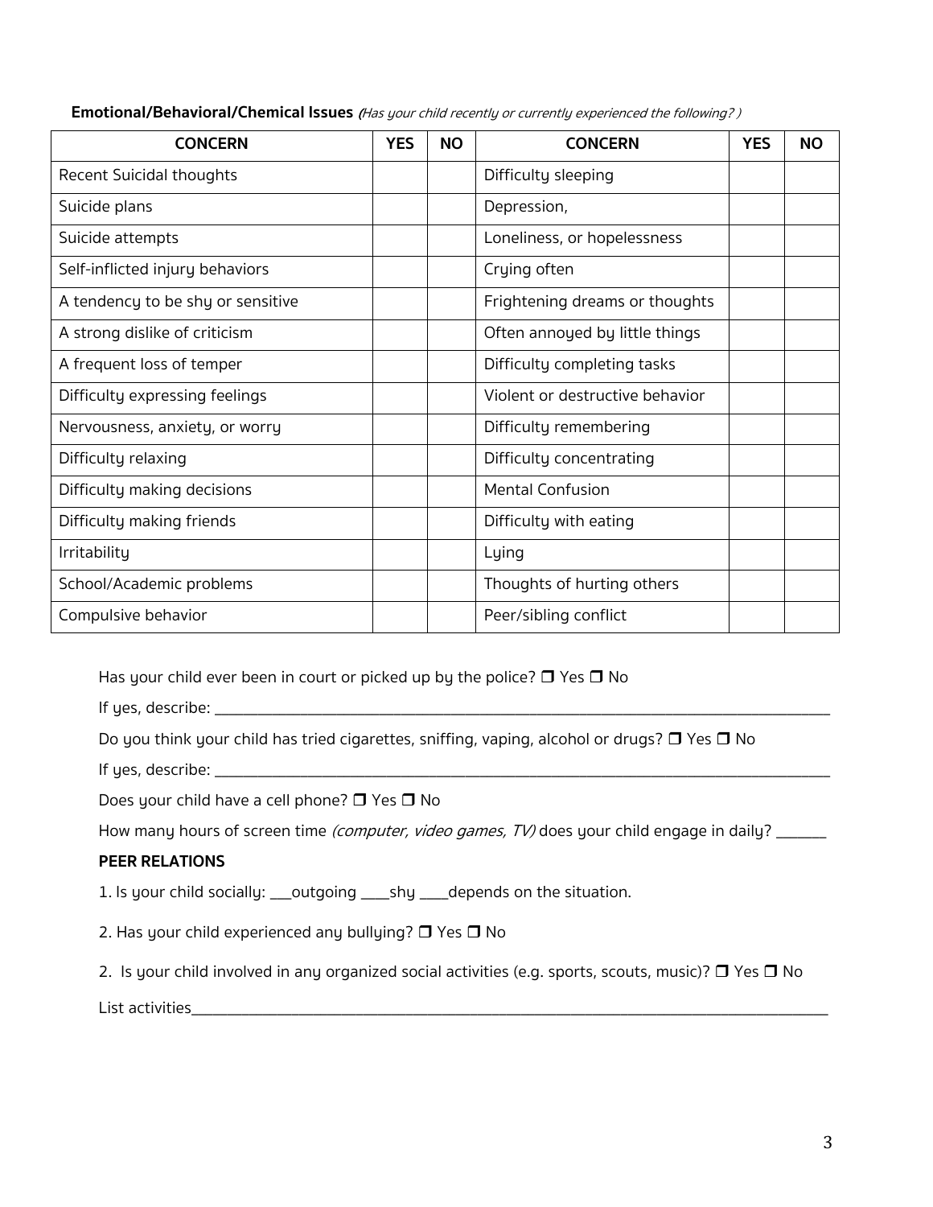**Emotional/Behavioral/Chemical Issues** *(Has your child recently or currently experienced the following? )*

| CONCERN | YES | NO | CONCERN | YES | NO |
|---|---|---|---|---|---|
| Recent Suicidal thoughts | | | Difficulty sleeping | | |
| Suicide plans | | | Depression, | | |
| Suicide attempts | | | Loneliness, or hopelessness | | |
| Self-inflicted injury behaviors | | | Crying often | | |
| A tendency to be shy or sensitive | | | Frightening dreams or thoughts | | |
| A strong dislike of criticism | | | Often annoyed by little things | | |
| A frequent loss of temper | | | Difficulty completing tasks | | |
| Difficulty expressing feelings | | | Violent or destructive behavior | | |
| Nervousness, anxiety, or worry | | | Difficulty remembering | | |
| Difficulty relaxing | | | Difficulty concentrating | | |
| Difficulty making decisions | | | Mental Confusion | | |
| Difficulty making friends | | | Difficulty with eating | | |
| Irritability | | | Lying | | |
| School/Academic problems | | | Thoughts of hurting others | | |
| Compulsive behavior | | | Peer/sibling conflict | | |

Has your child ever been in court or picked up by the police? ❒ Yes ❒ No

If yes, describe: ______________________________________________________________________________

Do you think your child has tried cigarettes, sniffing, vaping, alcohol or drugs? ❒ Yes ❒ No

If yes, describe: ______________________________________________________________________________

Does your child have a cell phone? ❒ Yes ❒ No

How many hours of screen time *(computer, video games, TV)* does your child engage in daily? ______

**PEER RELATIONS**

1. Is your child socially: ___outgoing ____shy ____depends on the situation.

2. Has your child experienced any bullying? ❒ Yes ❒ No

2. Is your child involved in any organized social activities (e.g. sports, scouts, music)? ❒ Yes ❒ No

List activities_________________________________________________________________________________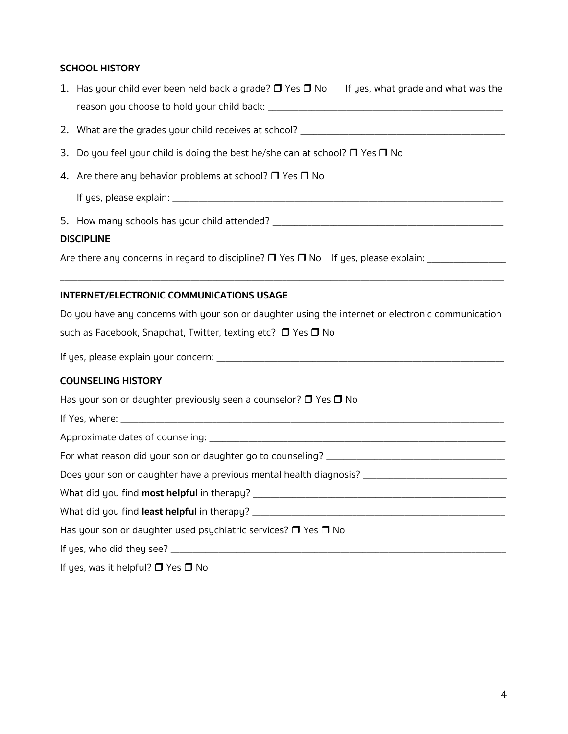**SCHOOL HISTORY**

1. Has your child ever been held back a grade? ❒ Yes ❒ No If yes, what grade and what was the reason you choose to hold your child back: ___________________________________________
2. What are the grades your child receives at school? ___________________________________________
3. Do you feel your child is doing the best he/she can at school? ❒ Yes ❒ No
4. Are there any behavior problems at school? ❒ Yes ❒ No

   If yes, please explain: ___________________________________________
5. How many schools has your child attended? ___________________________________________

**DISCIPLINE**

Are there any concerns in regard to discipline? ❒ Yes ❒ No If yes, please explain: ________________

___________________________________________________________________________________________

**INTERNET/ELECTRONIC COMMUNICATIONS USAGE**

Do you have any concerns with your son or daughter using the internet or electronic communication such as Facebook, Snapchat, Twitter, texting etc? ❒ Yes ❒ No

If yes, please explain your concern: ___________________________________________

**COUNSELING HISTORY**

Has your son or daughter previously seen a counselor? ❒ Yes ❒ No

If Yes, where: ___________________________________________

Approximate dates of counseling: ___________________________________________

For what reason did your son or daughter go to counseling? ___________________________________________

Does your son or daughter have a previous mental health diagnosis? ___________________________________________

What did you find **most helpful** in therapy? ___________________________________________

What did you find **least helpful** in therapy? ___________________________________________

Has your son or daughter used psychiatric services? ❒ Yes ❒ No

If yes, who did they see? ___________________________________________

If yes, was it helpful? ❒ Yes ❒ No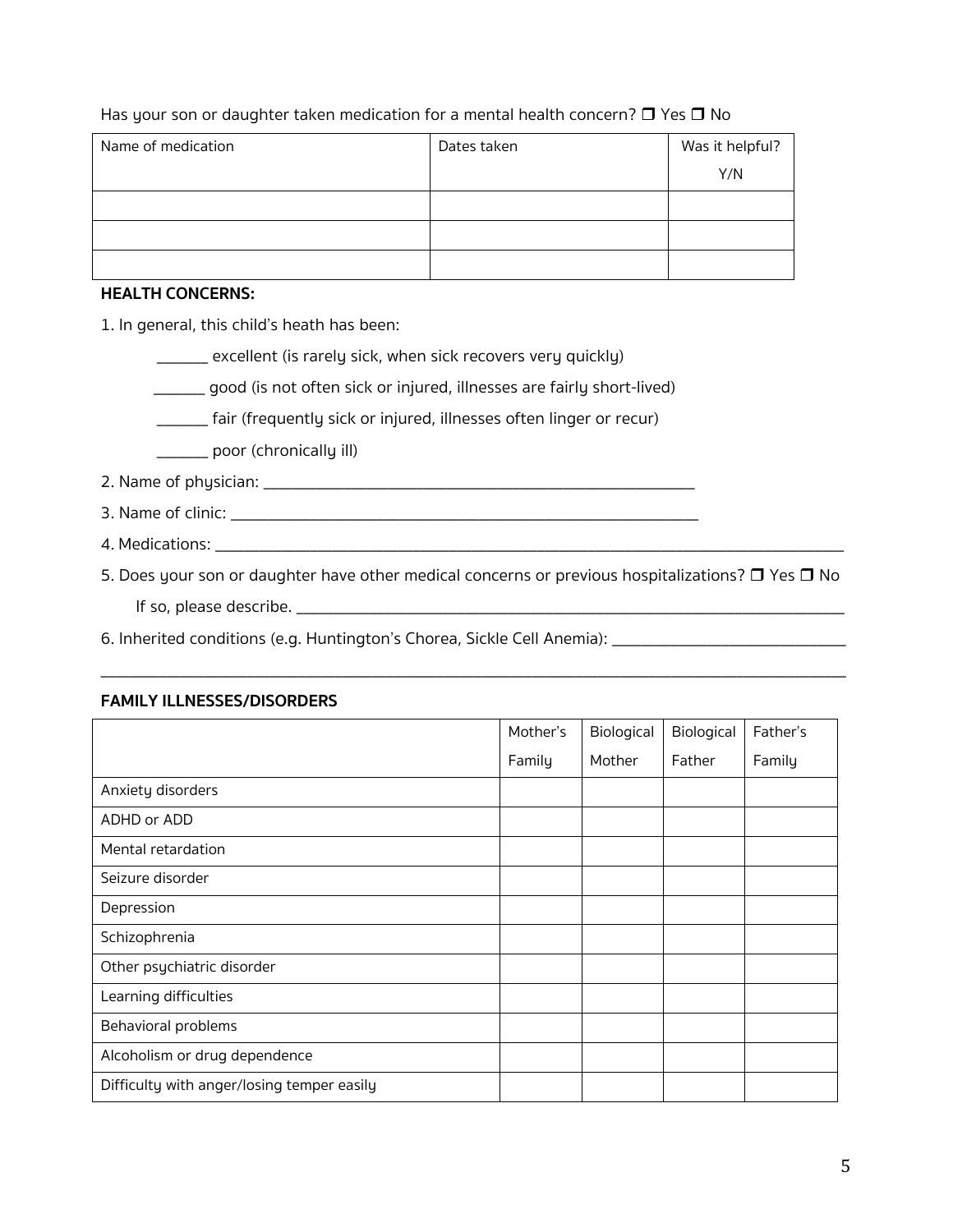Has your son or daughter taken medication for a mental health concern? ❒ Yes ❒ No

| Name of medication | Dates taken | Was it helpful? Y/N |
|---|---|---|
| | | |
| | | |
| | | |

**HEALTH CONCERNS:**

1. In general, this child's heath has been:

    ______ excellent (is rarely sick, when sick recovers very quickly)

    ______ good (is not often sick or injured, illnesses are fairly short-lived)

    ______ fair (frequently sick or injured, illnesses often linger or recur)

    ______ poor (chronically ill)

2. Name of physician: ____________________________________________

3. Name of clinic: ________________________________________________

4. Medications: ___________________________________________________________________

5. Does your son or daughter have other medical concerns or previous hospitalizations? ❒ Yes ❒ No

    If so, please describe. ________________________________________________________

6. Inherited conditions (e.g. Huntington's Chorea, Sickle Cell Anemia): ________________________

_______________________________________________________________________________

**FAMILY ILLNESSES/DISORDERS**

| | Mother's Family | Biological Mother | Biological Father | Father's Family |
|---|---|---|---|---|
| Anxiety disorders | | | | |
| ADHD or ADD | | | | |
| Mental retardation | | | | |
| Seizure disorder | | | | |
| Depression | | | | |
| Schizophrenia | | | | |
| Other psychiatric disorder | | | | |
| Learning difficulties | | | | |
| Behavioral problems | | | | |
| Alcoholism or drug dependence | | | | |
| Difficulty with anger/losing temper easily | | | | |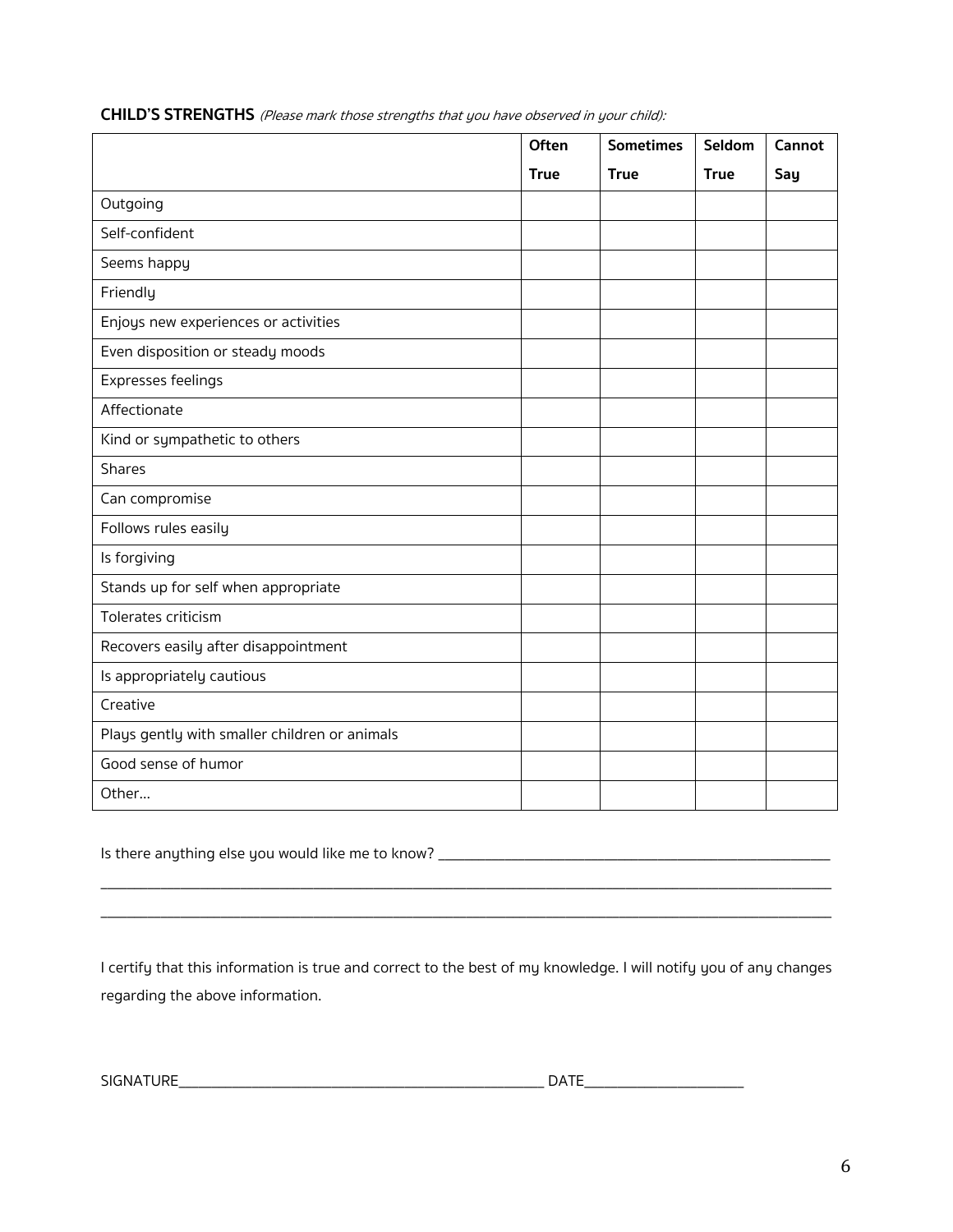**CHILD'S STRENGTHS** *(Please mark those strengths that you have observed in your child):*

| | Often True | Sometimes True | Seldom True | Cannot Say |
|---|---|---|---|---|
| Outgoing | | | | |
| Self-confident | | | | |
| Seems happy | | | | |
| Friendly | | | | |
| Enjoys new experiences or activities | | | | |
| Even disposition or steady moods | | | | |
| Expresses feelings | | | | |
| Affectionate | | | | |
| Kind or sympathetic to others | | | | |
| Shares | | | | |
| Can compromise | | | | |
| Follows rules easily | | | | |
| Is forgiving | | | | |
| Stands up for self when appropriate | | | | |
| Tolerates criticism | | | | |
| Recovers easily after disappointment | | | | |
| Is appropriately cautious | | | | |
| Creative | | | | |
| Plays gently with smaller children or animals | | | | |
| Good sense of humor | | | | |
| Other... | | | | |

Is there anything else you would like me to know? ____________________________________________________

________________________________________________________________________________________________

________________________________________________________________________________________________

I certify that this information is true and correct to the best of my knowledge. I will notify you of any changes regarding the above information.

SIGNATURE__________________________________________________ DATE______________________